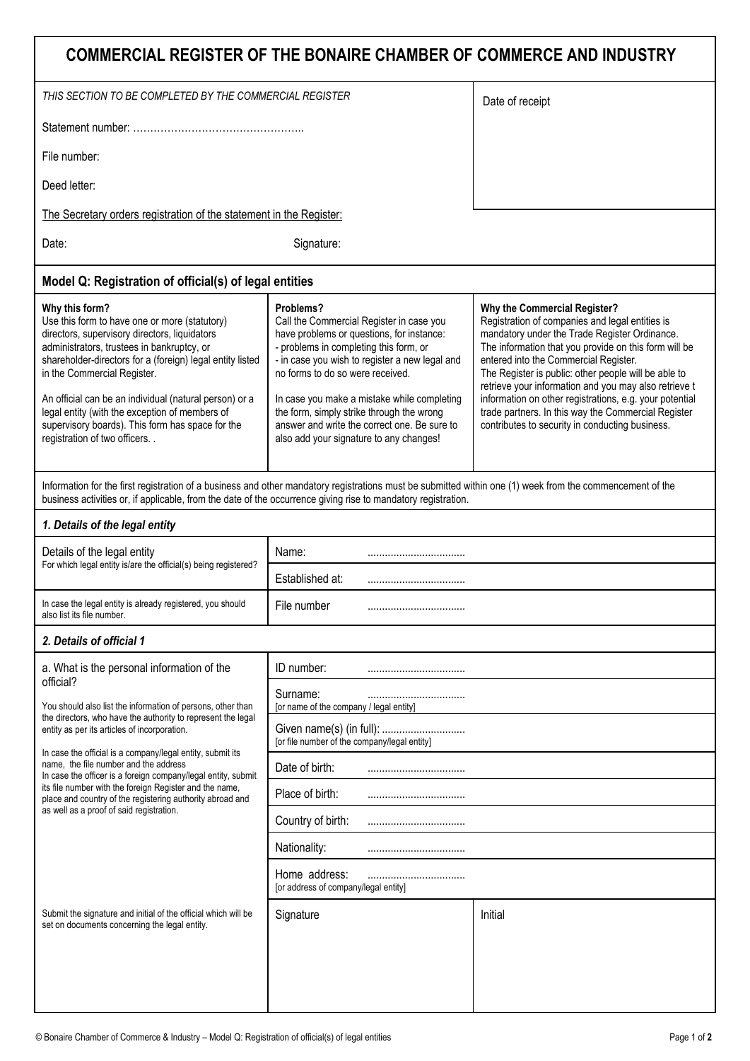# COMMERCIAL REGISTER OF THE BONAIRE CHAMBER OF COMMERCE AND INDUSTRY

| *THIS SECTION TO BE COMPLETED BY THE COMMERCIAL REGISTER* | Date of receipt |
|---|---|
| Statement number: ………………………………………….. | |
| File number: | |
| Deed letter: | |
| The Secretary orders registration of the statement in the Register: | |
| Date: Signature: | |

## Model Q: Registration of official(s) of legal entities

**Why this form?**
Use this form to have one or more (statutory) directors, supervisory directors, liquidators administrators, trustees in bankruptcy, or shareholder-directors for a (foreign) legal entity listed in the Commercial Register.

An official can be an individual (natural person) or a legal entity (with the exception of members of supervisory boards). This form has space for the registration of two officers. .

**Problems?**
Call the Commercial Register in case you have problems or questions, for instance:
- problems in completing this form, or
- in case you wish to register a new legal and no forms to do so were received.

In case you make a mistake while completing the form, simply strike through the wrong answer and write the correct one. Be sure to also add your signature to any changes!

**Why the Commercial Register?**
Registration of companies and legal entities is mandatory under the Trade Register Ordinance. The information that you provide on this form will be entered into the Commercial Register. The Register is public: other people will be able to retrieve your information and you may also retrieve t information on other registrations, e.g. your potential trade partners. In this way the Commercial Register contributes to security in conducting business.

Information for the first registration of a business and other mandatory registrations must be submitted within one (1) week from the commencement of the business activities or, if applicable, from the date of the occurrence giving rise to mandatory registration.

### *1. Details of the legal entity*

| | |
|---|---|
| Details of the legal entity<br>For which legal entity is/are the official(s) being registered? | Name: .................................. |
| | Established at: .................................. |
| In case the legal entity is already registered, you should also list its file number. | File number .................................. |

### *2. Details of official 1*

| | | |
|---|---|---|
| a. What is the personal information of the official?<br><br>You should also list the information of persons, other than the directors, who have the authority to represent the legal entity as per its articles of incorporation.<br><br>In case the official is a company/legal entity, submit its name, the file number and the address<br>In case the officer is a foreign company/legal entity, submit its file number with the foreign Register and the name, place and country of the registering authority abroad and as well as a proof of said registration. | ID number: .................................. | |
| | Surname: ..................................<br>[or name of the company / legal entity] | |
| | Given name(s) (in full): .............................<br>[or file number of the company/legal entity] | |
| | Date of birth: .................................. | |
| | Place of birth: .................................. | |
| | Country of birth: .................................. | |
| | Nationality: .................................. | |
| | Home address: ..................................<br>[or address of company/legal entity] | |
| Submit the signature and initial of the official which will be set on documents concerning the legal entity. | Signature | Initial |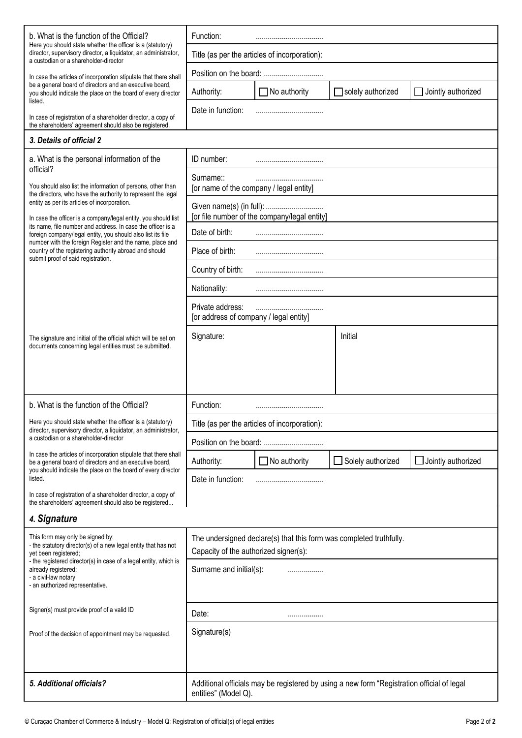| | | | | |
|---|---|---|---|---|
| **b. What is the function of the Official?**<br>Here you should state whether the officer is a (statutory) director, supervisory director, a liquidator, an administrator, a custodian or a shareholder-director<br>In case the articles of incorporation stipulate that there shall be a general board of directors and an executive board, you should indicate the place on the board of every director listed.<br>In case of registration of a shareholder director, a copy of the shareholders' agreement should also be registered. | Function: .................................. | | | |
| | Title (as per the articles of incorporation): | | | |
| | Position on the board: .............................. | | | |
| | Authority: | ☐ No authority | ☐ solely authorized | ☐ Jointly authorized |
| | Date in function: .................................. | | | |

### 3. Details of official 2

| | | |
|---|---|---|
| **a. What is the personal information of the official?**<br>You should also list the information of persons, other than the directors, who have the authority to represent the legal entity as per its articles of incorporation.<br>In case the officer is a company/legal entity, you should list its name, file number and address. In case the officer is a foreign company/legal entity, you should also list its file number with the foreign Register and the name, place and country of the registering authority abroad and should submit proof of said registration. | ID number: .................................. | |
| | Surname:: .................................. [or name of the company / legal entity] | |
| | Given name(s) (in full): ............................. [or file number of the company/legal entity] | |
| | Date of birth: .................................. | |
| | Place of birth: .................................. | |
| | Country of birth: .................................. | |
| | Nationality: .................................. | |
| | Private address: .................................. [or address of company / legal entity] | |
| The signature and initial of the official which will be set on documents concerning legal entities must be submitted. | Signature: | Initial |

| | | | | |
|---|---|---|---|---|
| **b. What is the function of the Official?**<br>Here you should state whether the officer is a (statutory) director, supervisory director, a liquidator, an administrator, a custodian or a shareholder-director<br>In case the articles of incorporation stipulate that there shall be a general board of directors and an executive board, you should indicate the place on the board of every director listed.<br>In case of registration of a shareholder director, a copy of the shareholders' agreement should also be registered... | Function: .................................. | | | |
| | Title (as per the articles of incorporation): | | | |
| | Position on the board: .............................. | | | |
| | Authority: | ☐ No authority | ☐ Solely authorized | ☐ Jointly authorized |
| | Date in function: .................................. | | | |

### 4. Signature

| | |
|---|---|
| This form may only be signed by:<br>- the statutory director(s) of a new legal entity that has not yet been registered;<br>- the registered director(s) in case of a legal entity, which is already registered;<br>- a civil-law notary<br>- an authorized representative. | The undersigned declare(s) that this form was completed truthfully.<br>Capacity of the authorized signer(s): |
| | Surname and initial(s): .................. |
| Signer(s) must provide proof of a valid ID | Date: .................. |
| Proof of the decision of appointment may be requested. | Signature(s) |

| | |
|---|---|
| ***5. Additional officials?*** | Additional officials may be registered by using a new form "Registration official of legal entities" (Model Q). |

© Curaçao Chamber of Commerce & Industry – Model Q: Registration of official(s) of legal entities